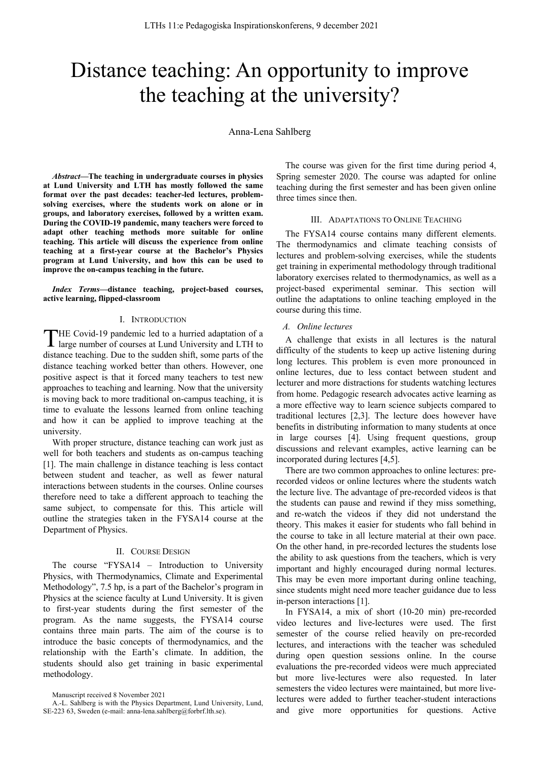# Distance teaching: An opportunity to improve the teaching at the university?

Anna-Lena Sahlberg

***Abstract*—The teaching in undergraduate courses in physics at Lund University and LTH has mostly followed the same format over the past decades: teacher-led lectures, problem-solving exercises, where the students work on alone or in groups, and laboratory exercises, followed by a written exam. During the COVID-19 pandemic, many teachers were forced to adapt other teaching methods more suitable for online teaching. This article will discuss the experience from online teaching at a first-year course at the Bachelor's Physics program at Lund University, and how this can be used to improve the on-campus teaching in the future.**

***Index Terms*—distance teaching, project-based courses, active learning, flipped-classroom**

## I. Introduction

THE Covid-19 pandemic led to a hurried adaptation of a large number of courses at Lund University and LTH to distance teaching. Due to the sudden shift, some parts of the distance teaching worked better than others. However, one positive aspect is that it forced many teachers to test new approaches to teaching and learning. Now that the university is moving back to more traditional on-campus teaching, it is time to evaluate the lessons learned from online teaching and how it can be applied to improve teaching at the university.

With proper structure, distance teaching can work just as well for both teachers and students as on-campus teaching [1]. The main challenge in distance teaching is less contact between student and teacher, as well as fewer natural interactions between students in the courses. Online courses therefore need to take a different approach to teaching the same subject, to compensate for this. This article will outline the strategies taken in the FYSA14 course at the Department of Physics.

## II. Course Design

The course "FYSA14 – Introduction to University Physics, with Thermodynamics, Climate and Experimental Methodology", 7.5 hp, is a part of the Bachelor's program in Physics at the science faculty at Lund University. It is given to first-year students during the first semester of the program. As the name suggests, the FYSA14 course contains three main parts. The aim of the course is to introduce the basic concepts of thermodynamics, and the relationship with the Earth's climate. In addition, the students should also get training in basic experimental methodology.

Manuscript received 8 November 2021

A.-L. Sahlberg is with the Physics Department, Lund University, Lund, SE-223 63, Sweden (e-mail: anna-lena.sahlberg@forbrf.lth.se).

The course was given for the first time during period 4, Spring semester 2020. The course was adapted for online teaching during the first semester and has been given online three times since then.

## III. Adaptations to Online Teaching

The FYSA14 course contains many different elements. The thermodynamics and climate teaching consists of lectures and problem-solving exercises, while the students get training in experimental methodology through traditional laboratory exercises related to thermodynamics, as well as a project-based experimental seminar. This section will outline the adaptations to online teaching employed in the course during this time.

### *A. Online lectures*

A challenge that exists in all lectures is the natural difficulty of the students to keep up active listening during long lectures. This problem is even more pronounced in online lectures, due to less contact between student and lecturer and more distractions for students watching lectures from home. Pedagogic research advocates active learning as a more effective way to learn science subjects compared to traditional lectures [2,3]. The lecture does however have benefits in distributing information to many students at once in large courses [4]. Using frequent questions, group discussions and relevant examples, active learning can be incorporated during lectures [4,5].

There are two common approaches to online lectures: pre-recorded videos or online lectures where the students watch the lecture live. The advantage of pre-recorded videos is that the students can pause and rewind if they miss something, and re-watch the videos if they did not understand the theory. This makes it easier for students who fall behind in the course to take in all lecture material at their own pace. On the other hand, in pre-recorded lectures the students lose the ability to ask questions from the teachers, which is very important and highly encouraged during normal lectures. This may be even more important during online teaching, since students might need more teacher guidance due to less in-person interactions [1].

In FYSA14, a mix of short (10-20 min) pre-recorded video lectures and live-lectures were used. The first semester of the course relied heavily on pre-recorded lectures, and interactions with the teacher was scheduled during open question sessions online. In the course evaluations the pre-recorded videos were much appreciated but more live-lectures were also requested. In later semesters the video lectures were maintained, but more live-lectures were added to further teacher-student interactions and give more opportunities for questions. Active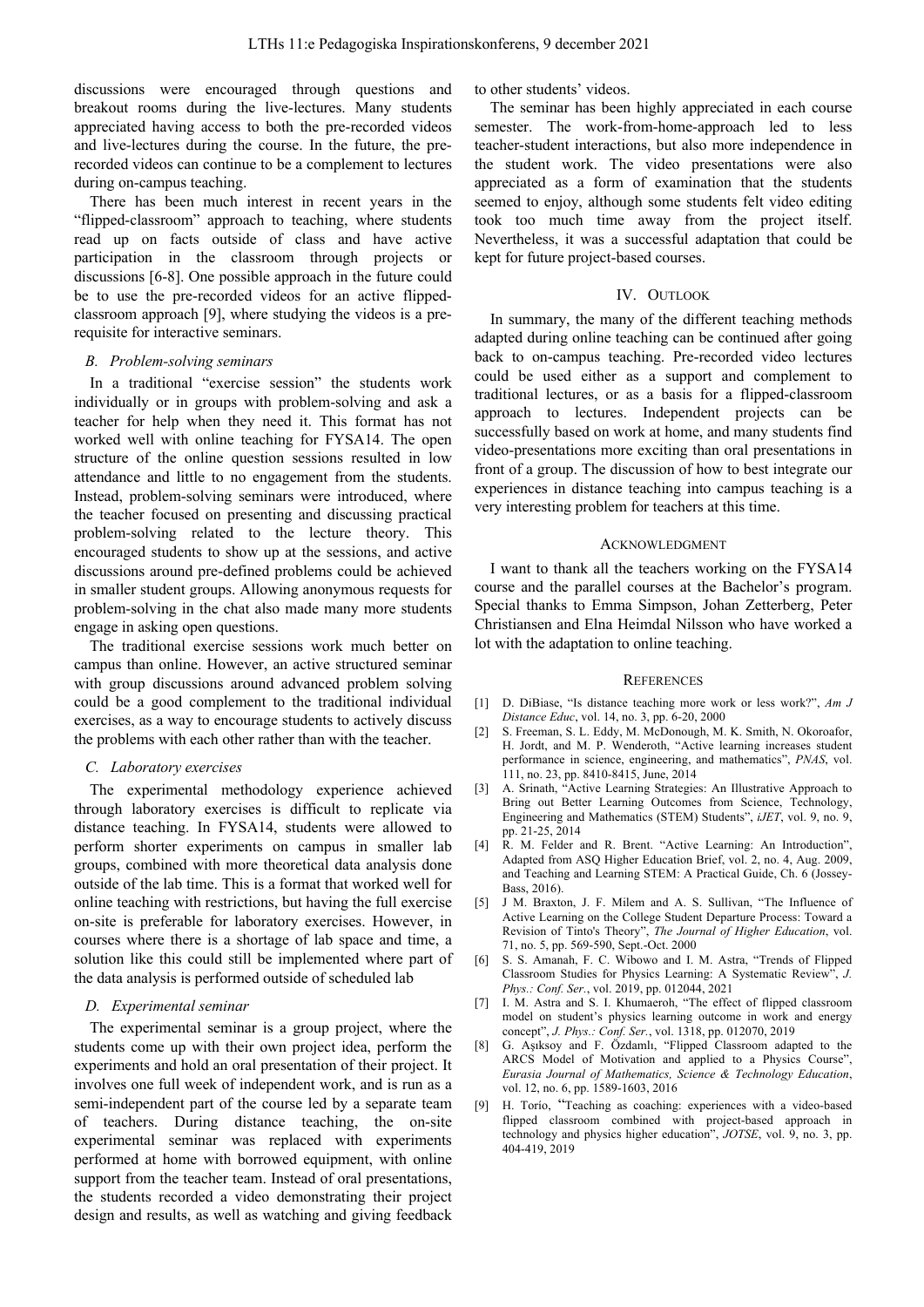discussions were encouraged through questions and breakout rooms during the live-lectures. Many students appreciated having access to both the pre-recorded videos and live-lectures during the course. In the future, the pre-recorded videos can continue to be a complement to lectures during on-campus teaching.

There has been much interest in recent years in the "flipped-classroom" approach to teaching, where students read up on facts outside of class and have active participation in the classroom through projects or discussions [6-8]. One possible approach in the future could be to use the pre-recorded videos for an active flipped-classroom approach [9], where studying the videos is a pre-requisite for interactive seminars.

### *B. Problem-solving seminars*

In a traditional "exercise session" the students work individually or in groups with problem-solving and ask a teacher for help when they need it. This format has not worked well with online teaching for FYSA14. The open structure of the online question sessions resulted in low attendance and little to no engagement from the students. Instead, problem-solving seminars were introduced, where the teacher focused on presenting and discussing practical problem-solving related to the lecture theory. This encouraged students to show up at the sessions, and active discussions around pre-defined problems could be achieved in smaller student groups. Allowing anonymous requests for problem-solving in the chat also made many more students engage in asking open questions.

The traditional exercise sessions work much better on campus than online. However, an active structured seminar with group discussions around advanced problem solving could be a good complement to the traditional individual exercises, as a way to encourage students to actively discuss the problems with each other rather than with the teacher.

### *C. Laboratory exercises*

The experimental methodology experience achieved through laboratory exercises is difficult to replicate via distance teaching. In FYSA14, students were allowed to perform shorter experiments on campus in smaller lab groups, combined with more theoretical data analysis done outside of the lab time. This is a format that worked well for online teaching with restrictions, but having the full exercise on-site is preferable for laboratory exercises. However, in courses where there is a shortage of lab space and time, a solution like this could still be implemented where part of the data analysis is performed outside of scheduled lab

### *D. Experimental seminar*

The experimental seminar is a group project, where the students come up with their own project idea, perform the experiments and hold an oral presentation of their project. It involves one full week of independent work, and is run as a semi-independent part of the course led by a separate team of teachers. During distance teaching, the on-site experimental seminar was replaced with experiments performed at home with borrowed equipment, with online support from the teacher team. Instead of oral presentations, the students recorded a video demonstrating their project design and results, as well as watching and giving feedback to other students' videos.

The seminar has been highly appreciated in each course semester. The work-from-home-approach led to less teacher-student interactions, but also more independence in the student work. The video presentations were also appreciated as a form of examination that the students seemed to enjoy, although some students felt video editing took too much time away from the project itself. Nevertheless, it was a successful adaptation that could be kept for future project-based courses.

## IV. Outlook

In summary, the many of the different teaching methods adapted during online teaching can be continued after going back to on-campus teaching. Pre-recorded video lectures could be used either as a support and complement to traditional lectures, or as a basis for a flipped-classroom approach to lectures. Independent projects can be successfully based on work at home, and many students find video-presentations more exciting than oral presentations in front of a group. The discussion of how to best integrate our experiences in distance teaching into campus teaching is a very interesting problem for teachers at this time.

## Acknowledgment

I want to thank all the teachers working on the FYSA14 course and the parallel courses at the Bachelor's program. Special thanks to Emma Simpson, Johan Zetterberg, Peter Christiansen and Elna Heimdal Nilsson who have worked a lot with the adaptation to online teaching.

## References

[1] D. DiBiase, "Is distance teaching more work or less work?", *Am J Distance Educ*, vol. 14, no. 3, pp. 6-20, 2000

[2] S. Freeman, S. L. Eddy, M. McDonough, M. K. Smith, N. Okoroafor, H. Jordt, and M. P. Wenderoth, "Active learning increases student performance in science, engineering, and mathematics", *PNAS*, vol. 111, no. 23, pp. 8410-8415, June, 2014

[3] A. Srinath, "Active Learning Strategies: An Illustrative Approach to Bring out Better Learning Outcomes from Science, Technology, Engineering and Mathematics (STEM) Students", *iJET*, vol. 9, no. 9, pp. 21-25, 2014

[4] R. M. Felder and R. Brent. "Active Learning: An Introduction", Adapted from ASQ Higher Education Brief, vol. 2, no. 4, Aug. 2009, and Teaching and Learning STEM: A Practical Guide, Ch. 6 (Jossey-Bass, 2016).

[5] J M. Braxton, J. F. Milem and A. S. Sullivan, "The Influence of Active Learning on the College Student Departure Process: Toward a Revision of Tinto's Theory", *The Journal of Higher Education*, vol. 71, no. 5, pp. 569-590, Sept.-Oct. 2000

[6] S. S. Amanah, F. C. Wibowo and I. M. Astra, "Trends of Flipped Classroom Studies for Physics Learning: A Systematic Review", *J. Phys.: Conf. Ser.*, vol. 2019, pp. 012044, 2021

[7] I. M. Astra and S. I. Khumaeroh, "The effect of flipped classroom model on student's physics learning outcome in work and energy concept", *J. Phys.: Conf. Ser.*, vol. 1318, pp. 012070, 2019

[8] G. Aşıksoy and F. Özdamlı, "Flipped Classroom adapted to the ARCS Model of Motivation and applied to a Physics Course", *Eurasia Journal of Mathematics, Science & Technology Education*, vol. 12, no. 6, pp. 1589-1603, 2016

[9] H. Torío, "Teaching as coaching: experiences with a video-based flipped classroom combined with project-based approach in technology and physics higher education", *JOTSE*, vol. 9, no. 3, pp. 404-419, 2019